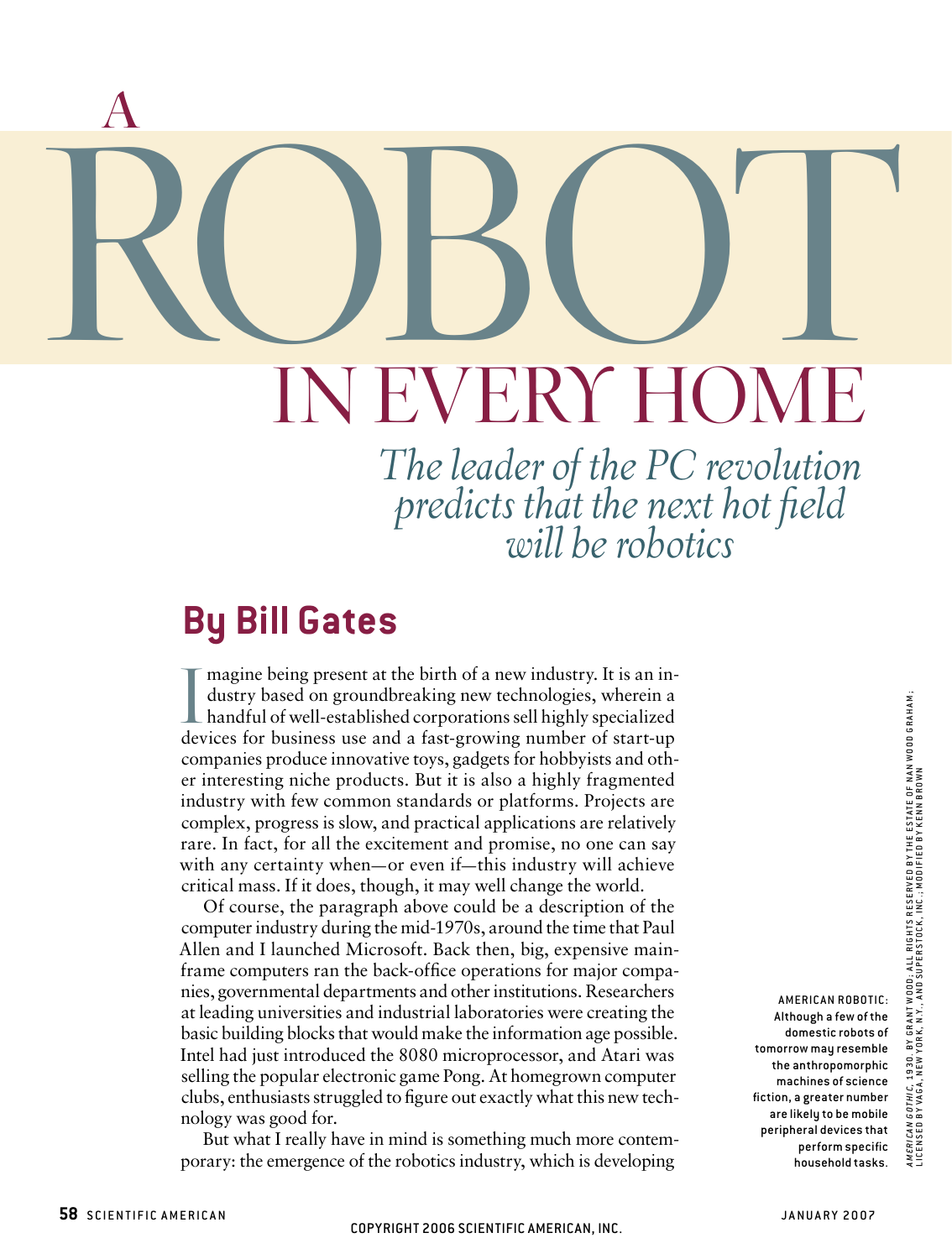# A ROBOT IN EVERY HOME

*The leader of the PC revolution predicts that the next hot field will be robotics*

## By Bill Gates

Imagine being present at the birth of a new industry. It is an industry based on groundbreaking new technologies, wherein a handful of well-established corporations sell highly specialized devices for business use and a fast-growing number of start-up companies produce innovative toys, gadgets for hobbyists and other interesting niche products. But it is also a highly fragmented industry with few common standards or platforms. Projects are complex, progress is slow, and practical applications are relatively rare. In fact, for all the excitement and promise, no one can say with any certainty when—or even if—this industry will achieve critical mass. If it does, though, it may well change the world.

Of course, the paragraph above could be a description of the computer industry during the mid-1970s, around the time that Paul Allen and I launched Microsoft. Back then, big, expensive mainframe computers ran the back-office operations for major companies, governmental departments and other institutions. Researchers at leading universities and industrial laboratories were creating the basic building blocks that would make the information age possible. Intel had just introduced the 8080 microprocessor, and Atari was selling the popular electronic game Pong. At homegrown computer clubs, enthusiasts struggled to figure out exactly what this new technology was good for.

But what I really have in mind is something much more contemporary: the emergence of the robotics industry, which is developing

AMERICAN ROBOTIC: Although a few of the domestic robots of tomorrow may resemble the anthropomorphic machines of science fiction, a greater number are likely to be mobile peripheral devices that perform specific household tasks.

*AMERICAN GOTHIC*, 1930, BY GRANT WOOD; ALL RIGHTS RESERVED BY THE ESTATE OF NAN WOOD GRAHAM; LICENSED BY VAGA, NEW YORK, N.Y., AND SUPERSTOCK, INC.; MODIFIED BY KENN BROWN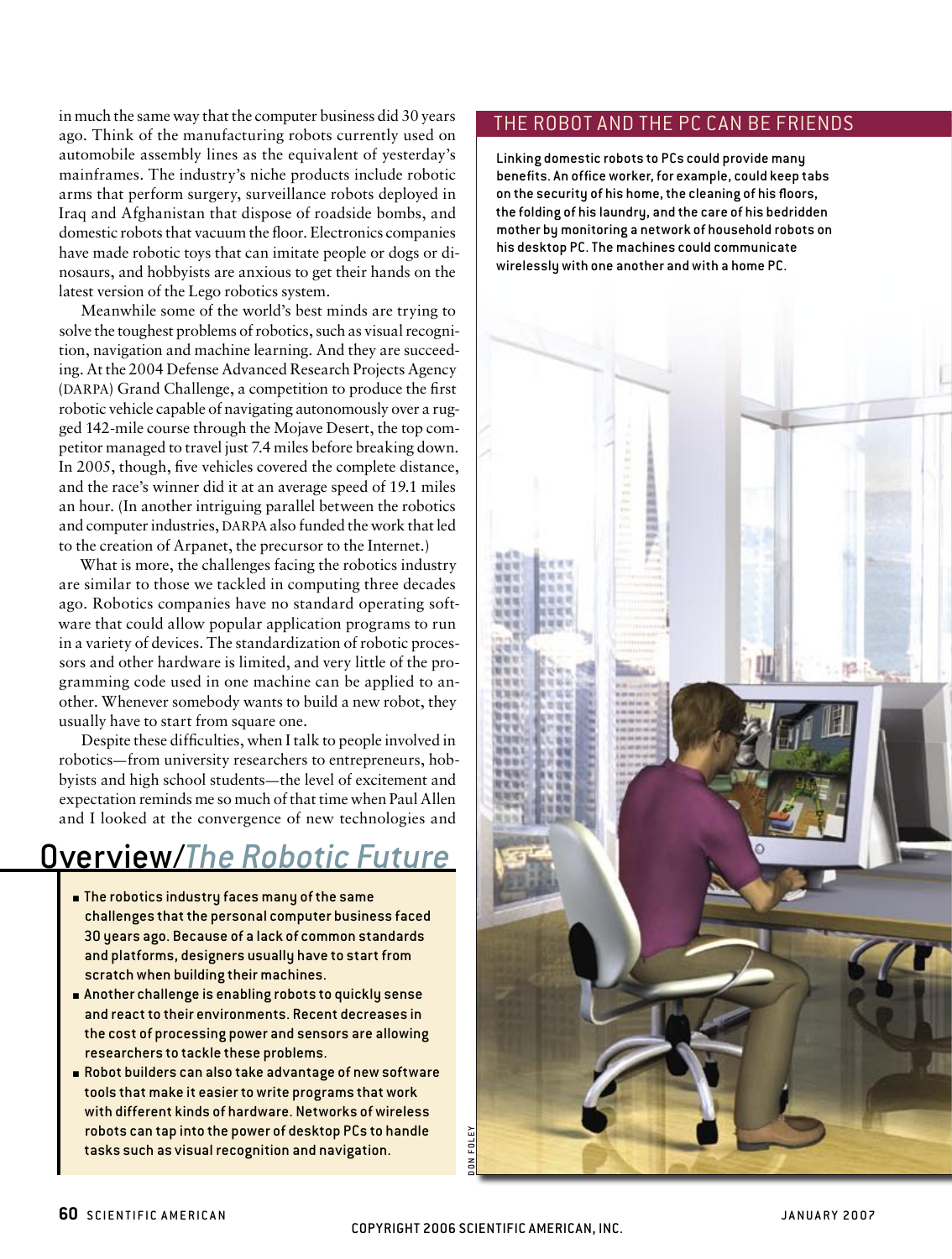in much the same way that the computer business did 30 years ago. Think of the manufacturing robots currently used on automobile assembly lines as the equivalent of yesterday's mainframes. The industry's niche products include robotic arms that perform surgery, surveillance robots deployed in Iraq and Afghanistan that dispose of roadside bombs, and domestic robots that vacuum the floor. Electronics companies have made robotic toys that can imitate people or dogs or dinosaurs, and hobbyists are anxious to get their hands on the latest version of the Lego robotics system.

Meanwhile some of the world's best minds are trying to solve the toughest problems of robotics, such as visual recognition, navigation and machine learning. And they are succeeding. At the 2004 Defense Advanced Research Projects Agency (DARPA) Grand Challenge, a competition to produce the first robotic vehicle capable of navigating autonomously over a rugged 142-mile course through the Mojave Desert, the top competitor managed to travel just 7.4 miles before breaking down. In 2005, though, five vehicles covered the complete distance, and the race's winner did it at an average speed of 19.1 miles an hour. (In another intriguing parallel between the robotics and computer industries, DARPA also funded the work that led to the creation of Arpanet, the precursor to the Internet.)

What is more, the challenges facing the robotics industry are similar to those we tackled in computing three decades ago. Robotics companies have no standard operating software that could allow popular application programs to run in a variety of devices. The standardization of robotic processors and other hardware is limited, and very little of the programming code used in one machine can be applied to another. Whenever somebody wants to build a new robot, they usually have to start from square one.

Despite these difficulties, when I talk to people involved in robotics—from university researchers to entrepreneurs, hobbyists and high school students—the level of excitement and expectation reminds me so much of that time when Paul Allen and I looked at the convergence of new technologies and

## Overview/*The Robotic Future*

- The robotics industry faces many of the same challenges that the personal computer business faced 30 years ago. Because of a lack of common standards and platforms, designers usually have to start from scratch when building their machines.
- Another challenge is enabling robots to quickly sense and react to their environments. Recent decreases in the cost of processing power and sensors are allowing researchers to tackle these problems.
- Robot builders can also take advantage of new software tools that make it easier to write programs that work with different kinds of hardware. Networks of wireless robots can tap into the power of desktop PCs to handle tasks such as visual recognition and navigation.

## THE ROBOT AND THE PC CAN BE FRIENDS

Linking domestic robots to PCs could provide many benefits. An office worker, for example, could keep tabs on the security of his home, the cleaning of his floors, the folding of his laundry, and the care of his bedridden mother by monitoring a network of household robots on his desktop PC. The machines could communicate wirelessly with one another and with a home PC.

DON FOLEY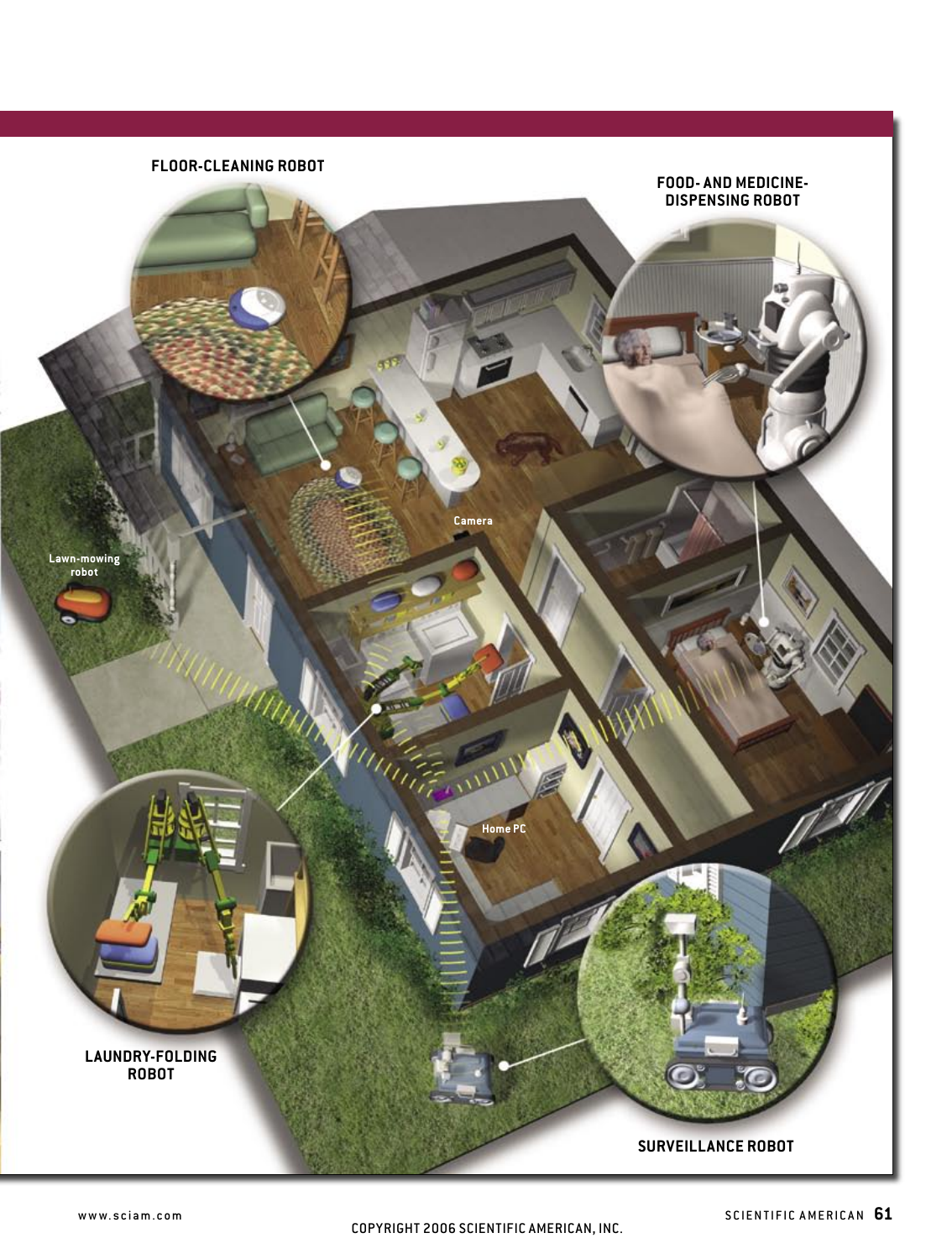FLOOR-CLEANING ROBOT

FOOD- AND MEDICINE-DISPENSING ROBOT

Camera

Lawn-mowing robot

Home PC

LAUNDRY-FOLDING ROBOT

SURVEILLANCE ROBOT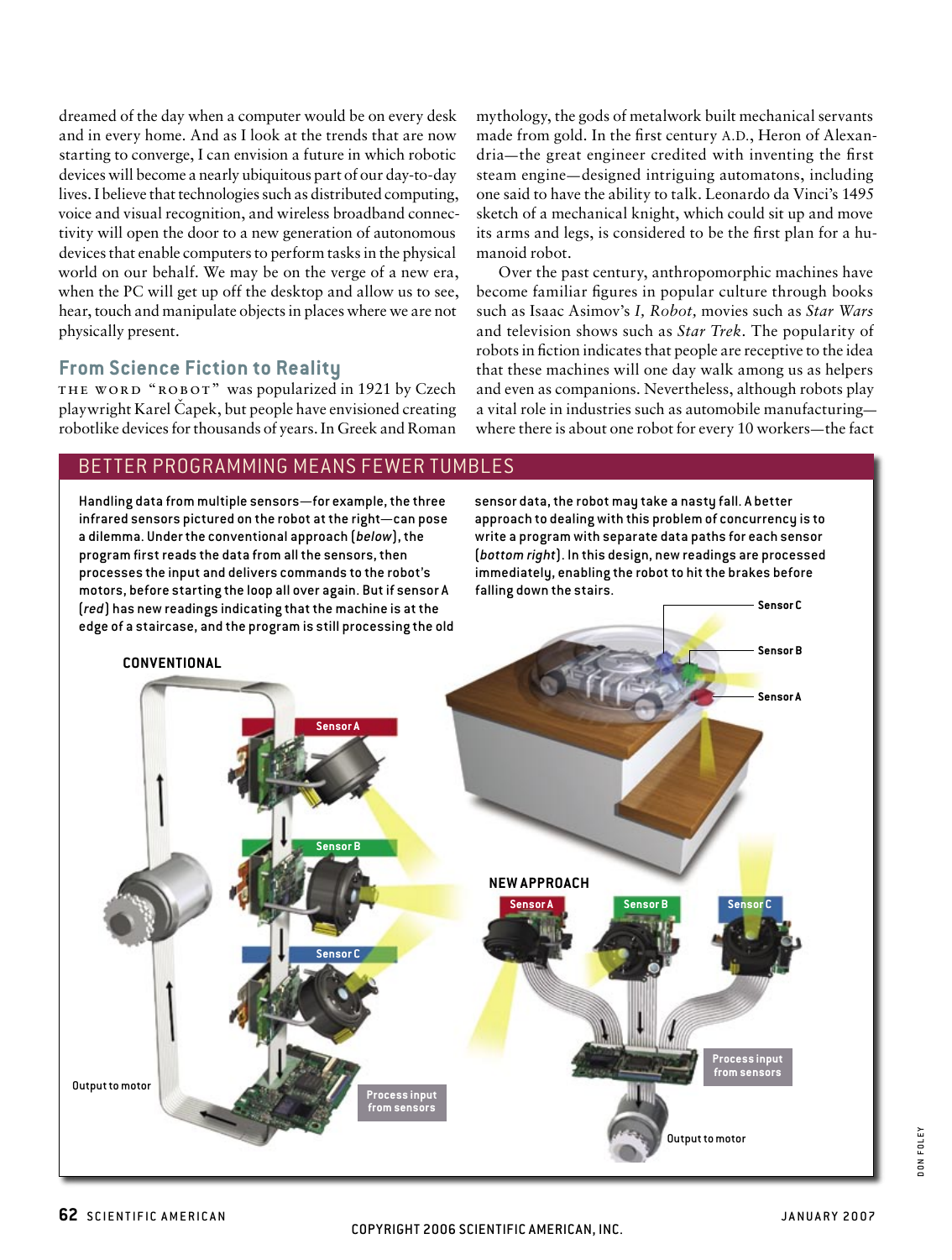dreamed of the day when a computer would be on every desk and in every home. And as I look at the trends that are now starting to converge, I can envision a future in which robotic devices will become a nearly ubiquitous part of our day-to-day lives. I believe that technologies such as distributed computing, voice and visual recognition, and wireless broadband connectivity will open the door to a new generation of autonomous devices that enable computers to perform tasks in the physical world on our behalf. We may be on the verge of a new era, when the PC will get up off the desktop and allow us to see, hear, touch and manipulate objects in places where we are not physically present.

## From Science Fiction to Reality

THE WORD "ROBOT" was popularized in 1921 by Czech playwright Karel Čapek, but people have envisioned creating robotlike devices for thousands of years. In Greek and Roman mythology, the gods of metalwork built mechanical servants made from gold. In the first century A.D., Heron of Alexandria—the great engineer credited with inventing the first steam engine—designed intriguing automatons, including one said to have the ability to talk. Leonardo da Vinci's 1495 sketch of a mechanical knight, which could sit up and move its arms and legs, is considered to be the first plan for a humanoid robot.

Over the past century, anthropomorphic machines have become familiar figures in popular culture through books such as Isaac Asimov's *I, Robot,* movies such as *Star Wars* and television shows such as *Star Trek*. The popularity of robots in fiction indicates that people are receptive to the idea that these machines will one day walk among us as helpers and even as companions. Nevertheless, although robots play a vital role in industries such as automobile manufacturing—where there is about one robot for every 10 workers—the fact

## BETTER PROGRAMMING MEANS FEWER TUMBLES

Handling data from multiple sensors—for example, the three infrared sensors pictured on the robot at the right—can pose a dilemma. Under the conventional approach (*below*), the program first reads the data from all the sensors, then processes the input and delivers commands to the robot's motors, before starting the loop all over again. But if sensor A (*red*) has new readings indicating that the machine is at the edge of a staircase, and the program is still processing the old sensor data, the robot may take a nasty fall. A better approach to dealing with this problem of concurrency is to write a program with separate data paths for each sensor (*bottom right*). In this design, new readings are processed immediately, enabling the robot to hit the brakes before falling down the stairs.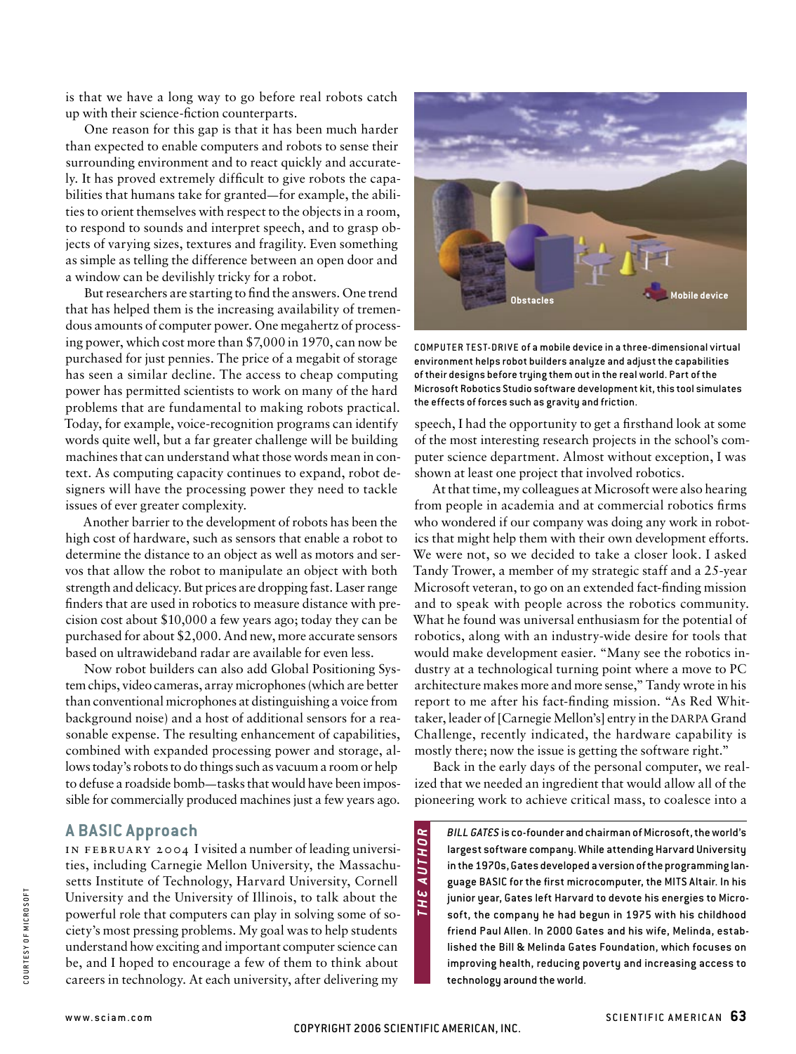is that we have a long way to go before real robots catch up with their science-fiction counterparts.

One reason for this gap is that it has been much harder than expected to enable computers and robots to sense their surrounding environment and to react quickly and accurately. It has proved extremely difficult to give robots the capabilities that humans take for granted—for example, the abilities to orient themselves with respect to the objects in a room, to respond to sounds and interpret speech, and to grasp objects of varying sizes, textures and fragility. Even something as simple as telling the difference between an open door and a window can be devilishly tricky for a robot.

But researchers are starting to find the answers. One trend that has helped them is the increasing availability of tremendous amounts of computer power. One megahertz of processing power, which cost more than $7,000 in 1970, can now be purchased for just pennies. The price of a megabit of storage has seen a similar decline. The access to cheap computing power has permitted scientists to work on many of the hard problems that are fundamental to making robots practical. Today, for example, voice-recognition programs can identify words quite well, but a far greater challenge will be building machines that can understand what those words mean in context. As computing capacity continues to expand, robot designers will have the processing power they need to tackle issues of ever greater complexity.

Another barrier to the development of robots has been the high cost of hardware, such as sensors that enable a robot to determine the distance to an object as well as motors and servos that allow the robot to manipulate an object with both strength and delicacy. But prices are dropping fast. Laser range finders that are used in robotics to measure distance with precision cost about $10,000 a few years ago; today they can be purchased for about $2,000. And new, more accurate sensors based on ultrawideband radar are available for even less.

Now robot builders can also add Global Positioning System chips, video cameras, array microphones (which are better than conventional microphones at distinguishing a voice from background noise) and a host of additional sensors for a reasonable expense. The resulting enhancement of capabilities, combined with expanded processing power and storage, allows today's robots to do things such as vacuum a room or help to defuse a roadside bomb—tasks that would have been impossible for commercially produced machines just a few years ago.

Obstacles

Mobile device

COMPUTER TEST-DRIVE of a mobile device in a three-dimensional virtual environment helps robot builders analyze and adjust the capabilities of their designs before trying them out in the real world. Part of the Microsoft Robotics Studio software development kit, this tool simulates the effects of forces such as gravity and friction.

## A BASIC Approach

IN FEBRUARY 2004 I visited a number of leading universities, including Carnegie Mellon University, the Massachusetts Institute of Technology, Harvard University, Cornell University and the University of Illinois, to talk about the powerful role that computers can play in solving some of society's most pressing problems. My goal was to help students understand how exciting and important computer science can be, and I hoped to encourage a few of them to think about careers in technology. At each university, after delivering my speech, I had the opportunity to get a firsthand look at some of the most interesting research projects in the school's computer science department. Almost without exception, I was shown at least one project that involved robotics.

At that time, my colleagues at Microsoft were also hearing from people in academia and at commercial robotics firms who wondered if our company was doing any work in robotics that might help them with their own development efforts. We were not, so we decided to take a closer look. I asked Tandy Trower, a member of my strategic staff and a 25-year Microsoft veteran, to go on an extended fact-finding mission and to speak with people across the robotics community. What he found was universal enthusiasm for the potential of robotics, along with an industry-wide desire for tools that would make development easier. "Many see the robotics industry at a technological turning point where a move to PC architecture makes more and more sense," Tandy wrote in his report to me after his fact-finding mission. "As Red Whittaker, leader of [Carnegie Mellon's] entry in the DARPA Grand Challenge, recently indicated, the hardware capability is mostly there; now the issue is getting the software right."

Back in the early days of the personal computer, we realized that we needed an ingredient that would allow all of the pioneering work to achieve critical mass, to coalesce into a

**THE AUTHOR**

*BILL GATES* is co-founder and chairman of Microsoft, the world's largest software company. While attending Harvard University in the 1970s, Gates developed a version of the programming language BASIC for the first microcomputer, the MITS Altair. In his junior year, Gates left Harvard to devote his energies to Microsoft, the company he had begun in 1975 with his childhood friend Paul Allen. In 2000 Gates and his wife, Melinda, established the Bill & Melinda Gates Foundation, which focuses on improving health, reducing poverty and increasing access to technology around the world.

COURTESY OF MICROSOFT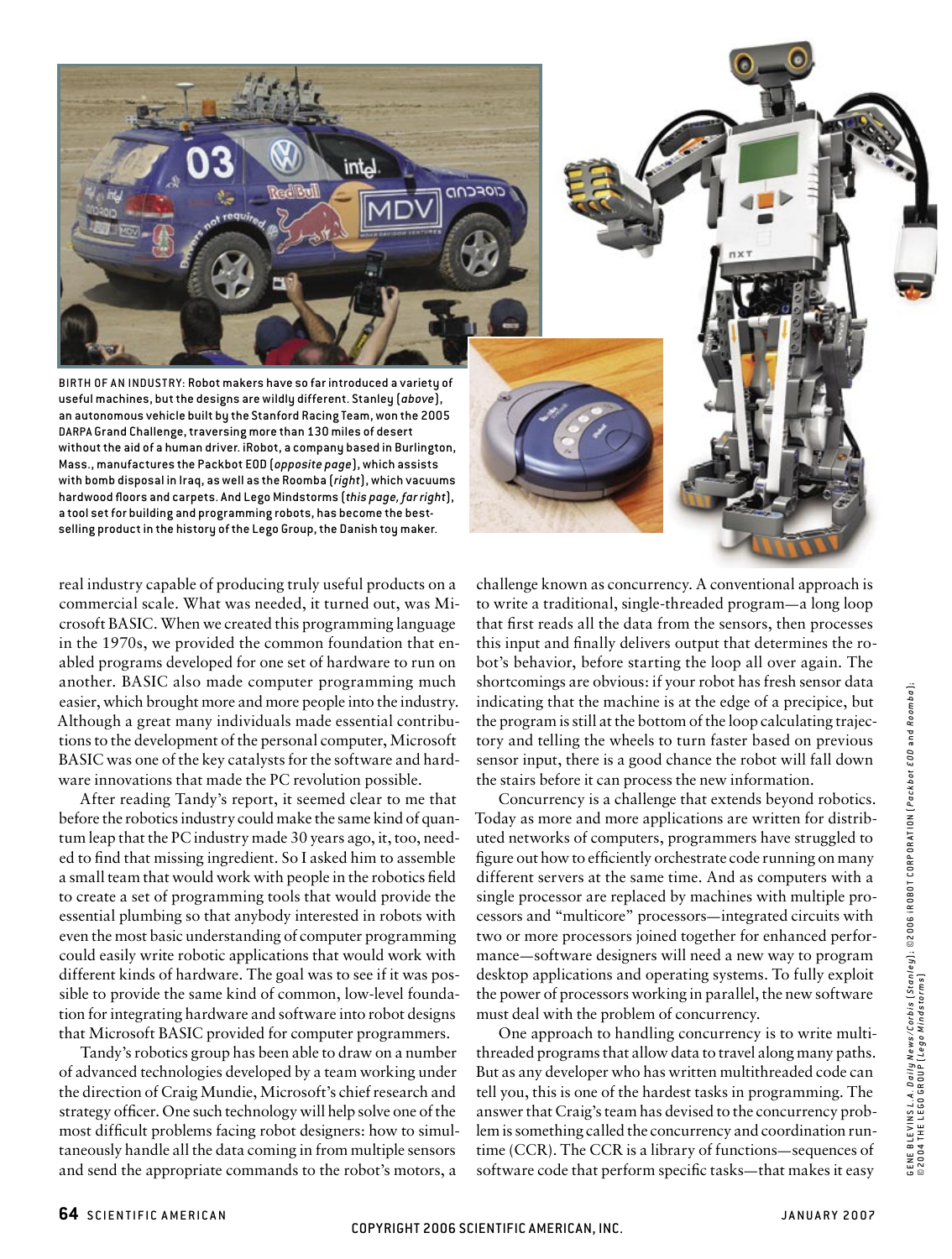BIRTH OF AN INDUSTRY: Robot makers have so far introduced a variety of useful machines, but the designs are wildly different. Stanley (*above*), an autonomous vehicle built by the Stanford Racing Team, won the 2005 DARPA Grand Challenge, traversing more than 130 miles of desert without the aid of a human driver. iRobot, a company based in Burlington, Mass., manufactures the Packbot EOD (*opposite page*), which assists with bomb disposal in Iraq, as well as the Roomba (*right*), which vacuums hardwood floors and carpets. And Lego Mindstorms (*this page, far right*), a tool set for building and programming robots, has become the best-selling product in the history of the Lego Group, the Danish toy maker.

real industry capable of producing truly useful products on a commercial scale. What was needed, it turned out, was Microsoft BASIC. When we created this programming language in the 1970s, we provided the common foundation that enabled programs developed for one set of hardware to run on another. BASIC also made computer programming much easier, which brought more and more people into the industry. Although a great many individuals made essential contributions to the development of the personal computer, Microsoft BASIC was one of the key catalysts for the software and hardware innovations that made the PC revolution possible.

After reading Tandy's report, it seemed clear to me that before the robotics industry could make the same kind of quantum leap that the PC industry made 30 years ago, it, too, needed to find that missing ingredient. So I asked him to assemble a small team that would work with people in the robotics field to create a set of programming tools that would provide the essential plumbing so that anybody interested in robots with even the most basic understanding of computer programming could easily write robotic applications that would work with different kinds of hardware. The goal was to see if it was possible to provide the same kind of common, low-level foundation for integrating hardware and software into robot designs that Microsoft BASIC provided for computer programmers.

Tandy's robotics group has been able to draw on a number of advanced technologies developed by a team working under the direction of Craig Mundie, Microsoft's chief research and strategy officer. One such technology will help solve one of the most difficult problems facing robot designers: how to simultaneously handle all the data coming in from multiple sensors and send the appropriate commands to the robot's motors, a challenge known as concurrency. A conventional approach is to write a traditional, single-threaded program—a long loop that first reads all the data from the sensors, then processes this input and finally delivers output that determines the robot's behavior, before starting the loop all over again. The shortcomings are obvious: if your robot has fresh sensor data indicating that the machine is at the edge of a precipice, but the program is still at the bottom of the loop calculating trajectory and telling the wheels to turn faster based on previous sensor input, there is a good chance the robot will fall down the stairs before it can process the new information.

Concurrency is a challenge that extends beyond robotics. Today as more and more applications are written for distributed networks of computers, programmers have struggled to figure out how to efficiently orchestrate code running on many different servers at the same time. And as computers with a single processor are replaced by machines with multiple processors and "multicore" processors—integrated circuits with two or more processors joined together for enhanced performance—software designers will need a new way to program desktop applications and operating systems. To fully exploit the power of processors working in parallel, the new software must deal with the problem of concurrency.

One approach to handling concurrency is to write multithreaded programs that allow data to travel along many paths. But as any developer who has written multithreaded code can tell you, this is one of the hardest tasks in programming. The answer that Craig's team has devised to the concurrency problem is something called the concurrency and coordination runtime (CCR). The CCR is a library of functions—sequences of software code that perform specific tasks—that makes it easy

GENE BLEVINS *L.A. Daily News/Corbis* (*Stanley*); ©2006 iROBOT CORPORATION (*Packbot EOD* and *Roomba*); ©2004 THE LEGO GROUP (*Lego Mindstorms*)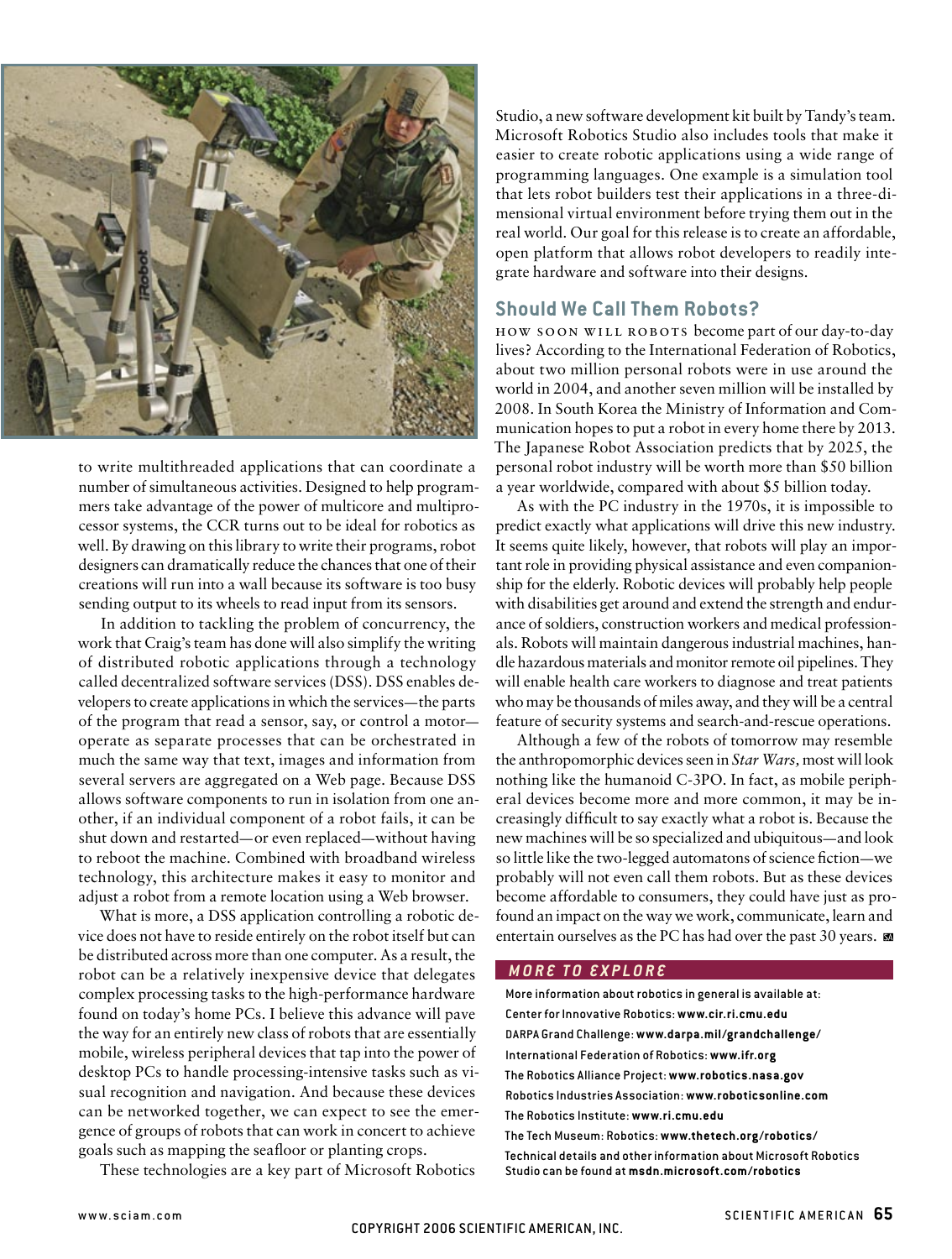to write multithreaded applications that can coordinate a number of simultaneous activities. Designed to help programmers take advantage of the power of multicore and multiprocessor systems, the CCR turns out to be ideal for robotics as well. By drawing on this library to write their programs, robot designers can dramatically reduce the chances that one of their creations will run into a wall because its software is too busy sending output to its wheels to read input from its sensors.

In addition to tackling the problem of concurrency, the work that Craig's team has done will also simplify the writing of distributed robotic applications through a technology called decentralized software services (DSS). DSS enables developers to create applications in which the services—the parts of the program that read a sensor, say, or control a motor—operate as separate processes that can be orchestrated in much the same way that text, images and information from several servers are aggregated on a Web page. Because DSS allows software components to run in isolation from one another, if an individual component of a robot fails, it can be shut down and restarted—or even replaced—without having to reboot the machine. Combined with broadband wireless technology, this architecture makes it easy to monitor and adjust a robot from a remote location using a Web browser.

What is more, a DSS application controlling a robotic device does not have to reside entirely on the robot itself but can be distributed across more than one computer. As a result, the robot can be a relatively inexpensive device that delegates complex processing tasks to the high-performance hardware found on today's home PCs. I believe this advance will pave the way for an entirely new class of robots that are essentially mobile, wireless peripheral devices that tap into the power of desktop PCs to handle processing-intensive tasks such as visual recognition and navigation. And because these devices can be networked together, we can expect to see the emergence of groups of robots that can work in concert to achieve goals such as mapping the seafloor or planting crops.

These technologies are a key part of Microsoft Robotics Studio, a new software development kit built by Tandy's team. Microsoft Robotics Studio also includes tools that make it easier to create robotic applications using a wide range of programming languages. One example is a simulation tool that lets robot builders test their applications in a three-dimensional virtual environment before trying them out in the real world. Our goal for this release is to create an affordable, open platform that allows robot developers to readily integrate hardware and software into their designs.

## Should We Call Them Robots?

HOW SOON WILL ROBOTS become part of our day-to-day lives? According to the International Federation of Robotics, about two million personal robots were in use around the world in 2004, and another seven million will be installed by 2008. In South Korea the Ministry of Information and Communication hopes to put a robot in every home there by 2013. The Japanese Robot Association predicts that by 2025, the personal robot industry will be worth more than $50 billion a year worldwide, compared with about $5 billion today.

As with the PC industry in the 1970s, it is impossible to predict exactly what applications will drive this new industry. It seems quite likely, however, that robots will play an important role in providing physical assistance and even companionship for the elderly. Robotic devices will probably help people with disabilities get around and extend the strength and endurance of soldiers, construction workers and medical professionals. Robots will maintain dangerous industrial machines, handle hazardous materials and monitor remote oil pipelines. They will enable health care workers to diagnose and treat patients who may be thousands of miles away, and they will be a central feature of security systems and search-and-rescue operations.

Although a few of the robots of tomorrow may resemble the anthropomorphic devices seen in *Star Wars,* most will look nothing like the humanoid C-3PO. In fact, as mobile peripheral devices become more and more common, it may be increasingly difficult to say exactly what a robot is. Because the new machines will be so specialized and ubiquitous—and look so little like the two-legged automatons of science fiction—we probably will not even call them robots. But as these devices become affordable to consumers, they could have just as profound an impact on the way we work, communicate, learn and entertain ourselves as the PC has had over the past 30 years.

### MORE TO EXPLORE

More information about robotics in general is available at:

Center for Innovative Robotics: **www.cir.ri.cmu.edu**

DARPA Grand Challenge: **www.darpa.mil/grandchallenge/**

International Federation of Robotics: **www.ifr.org**

The Robotics Alliance Project: **www.robotics.nasa.gov**

Robotics Industries Association: **www.roboticsonline.com**

The Robotics Institute: **www.ri.cmu.edu**

The Tech Museum: Robotics: **www.thetech.org/robotics/**

Technical details and other information about Microsoft Robotics Studio can be found at **msdn.microsoft.com/robotics**